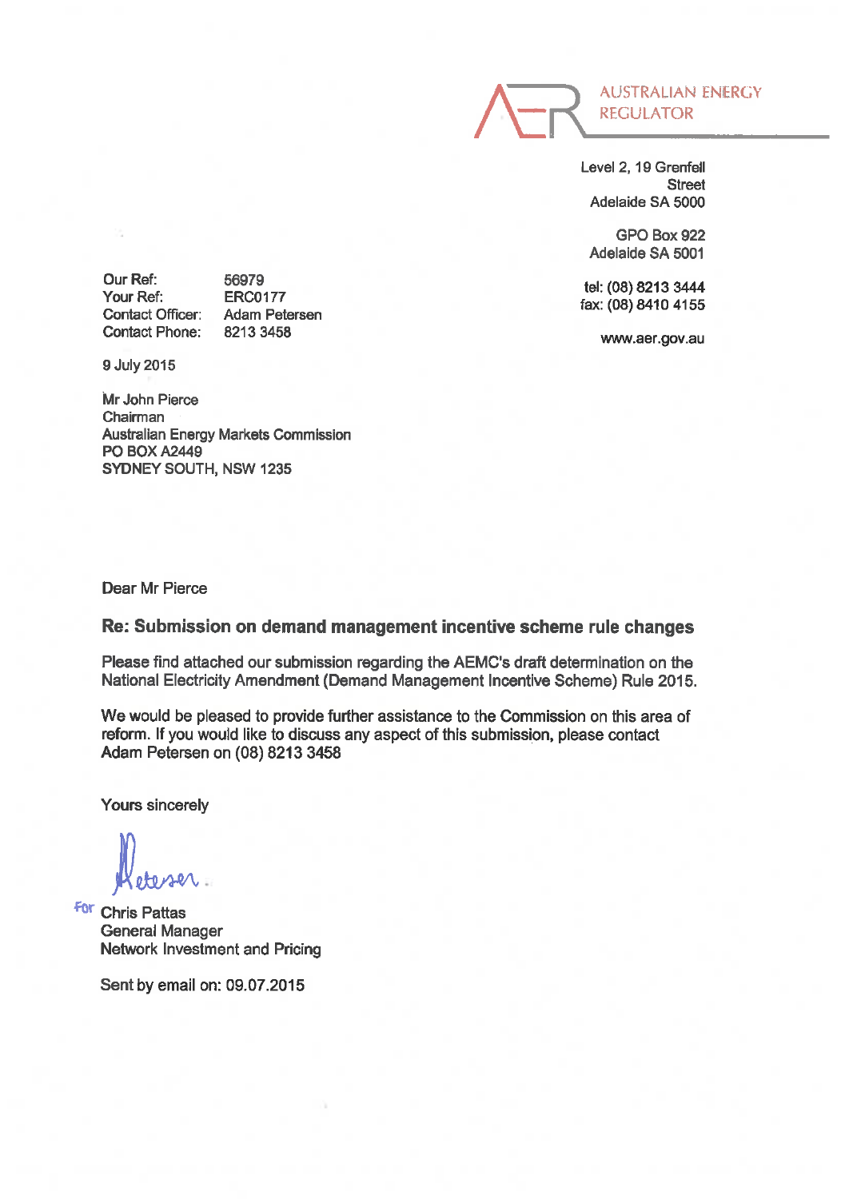AUSTRALIAN ENERGY REGULATOR

Level 2, 19 Grenfell Street
Adelaide SA 5000

GPO Box 922
Adelaide SA 5001

tel: (08) 8213 3444
fax: (08) 8410 4155

www.aer.gov.au

Our Ref: 56979
Your Ref: ERC0177
Contact Officer: Adam Petersen
Contact Phone: 8213 3458

9 July 2015

Mr John Pierce
Chairman
Australian Energy Markets Commission
PO BOX A2449
SYDNEY SOUTH, NSW 1235

Dear Mr Pierce

**Re: Submission on demand management incentive scheme rule changes**

Please find attached our submission regarding the AEMC's draft determination on the National Electricity Amendment (Demand Management Incentive Scheme) Rule 2015.

We would be pleased to provide further assistance to the Commission on this area of reform. If you would like to discuss any aspect of this submission, please contact Adam Petersen on (08) 8213 3458

Yours sincerely

Petersen

For Chris Pattas
General Manager
Network Investment and Pricing

Sent by email on: 09.07.2015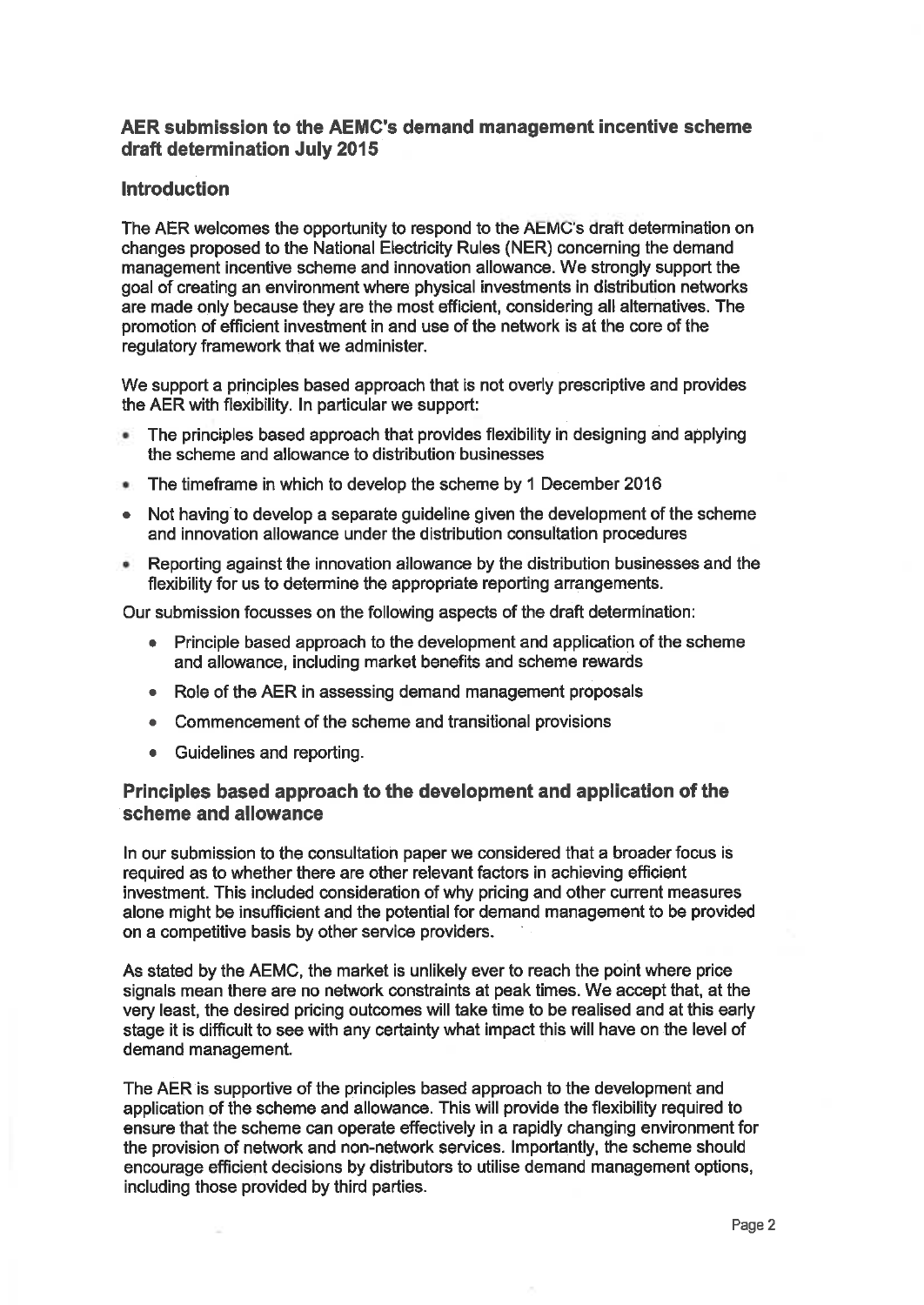## AER submission to the AEMC's demand management incentive scheme draft determination July 2015

### Introduction

The AER welcomes the opportunity to respond to the AEMC's draft determination on changes proposed to the National Electricity Rules (NER) concerning the demand management incentive scheme and innovation allowance. We strongly support the goal of creating an environment where physical investments in distribution networks are made only because they are the most efficient, considering all alternatives. The promotion of efficient investment in and use of the network is at the core of the regulatory framework that we administer.

We support a principles based approach that is not overly prescriptive and provides the AER with flexibility. In particular we support:

- The principles based approach that provides flexibility in designing and applying the scheme and allowance to distribution businesses
- The timeframe in which to develop the scheme by 1 December 2016
- Not having to develop a separate guideline given the development of the scheme and innovation allowance under the distribution consultation procedures
- Reporting against the innovation allowance by the distribution businesses and the flexibility for us to determine the appropriate reporting arrangements.

Our submission focusses on the following aspects of the draft determination:

- Principle based approach to the development and application of the scheme and allowance, including market benefits and scheme rewards
- Role of the AER in assessing demand management proposals
- Commencement of the scheme and transitional provisions
- Guidelines and reporting.

### Principles based approach to the development and application of the scheme and allowance

In our submission to the consultation paper we considered that a broader focus is required as to whether there are other relevant factors in achieving efficient investment. This included consideration of why pricing and other current measures alone might be insufficient and the potential for demand management to be provided on a competitive basis by other service providers.

As stated by the AEMC, the market is unlikely ever to reach the point where price signals mean there are no network constraints at peak times. We accept that, at the very least, the desired pricing outcomes will take time to be realised and at this early stage it is difficult to see with any certainty what impact this will have on the level of demand management.

The AER is supportive of the principles based approach to the development and application of the scheme and allowance. This will provide the flexibility required to ensure that the scheme can operate effectively in a rapidly changing environment for the provision of network and non-network services. Importantly, the scheme should encourage efficient decisions by distributors to utilise demand management options, including those provided by third parties.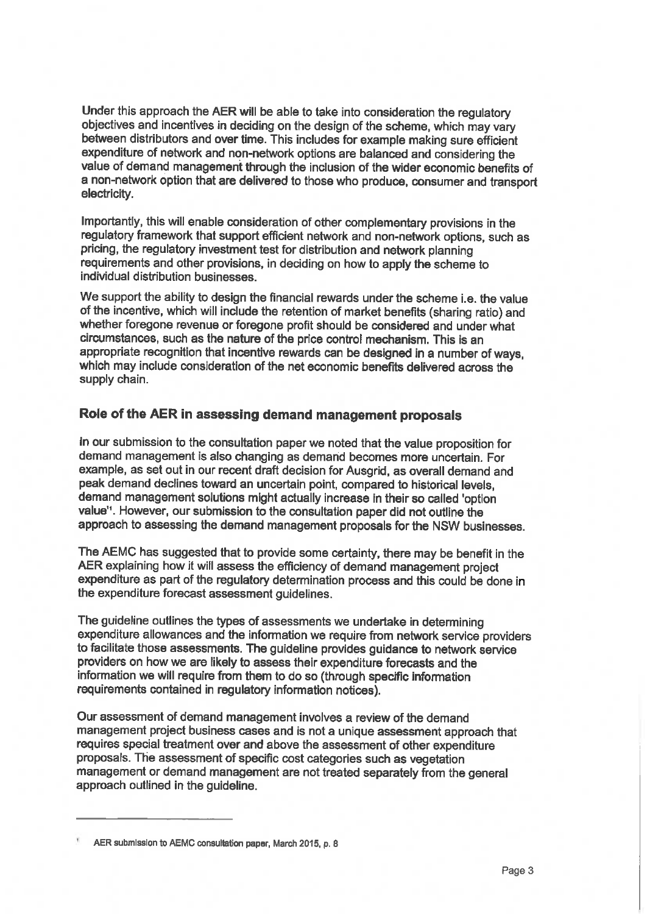Under this approach the AER will be able to take into consideration the regulatory objectives and incentives in deciding on the design of the scheme, which may vary between distributors and over time. This includes for example making sure efficient expenditure of network and non-network options are balanced and considering the value of demand management through the inclusion of the wider economic benefits of a non-network option that are delivered to those who produce, consumer and transport electricity.

Importantly, this will enable consideration of other complementary provisions in the regulatory framework that support efficient network and non-network options, such as pricing, the regulatory investment test for distribution and network planning requirements and other provisions, in deciding on how to apply the scheme to individual distribution businesses.

We support the ability to design the financial rewards under the scheme i.e. the value of the incentive, which will include the retention of market benefits (sharing ratio) and whether foregone revenue or foregone profit should be considered and under what circumstances, such as the nature of the price control mechanism. This is an appropriate recognition that incentive rewards can be designed in a number of ways, which may include consideration of the net economic benefits delivered across the supply chain.

## Role of the AER in assessing demand management proposals

In our submission to the consultation paper we noted that the value proposition for demand management is also changing as demand becomes more uncertain. For example, as set out in our recent draft decision for Ausgrid, as overall demand and peak demand declines toward an uncertain point, compared to historical levels, demand management solutions might actually increase in their so called 'option value'[1]. However, our submission to the consultation paper did not outline the approach to assessing the demand management proposals for the NSW businesses.

The AEMC has suggested that to provide some certainty, there may be benefit in the AER explaining how it will assess the efficiency of demand management project expenditure as part of the regulatory determination process and this could be done in the expenditure forecast assessment guidelines.

The guideline outlines the types of assessments we undertake in determining expenditure allowances and the information we require from network service providers to facilitate those assessments. The guideline provides guidance to network service providers on how we are likely to assess their expenditure forecasts and the information we will require from them to do so (through specific information requirements contained in regulatory information notices).

Our assessment of demand management involves a review of the demand management project business cases and is not a unique assessment approach that requires special treatment over and above the assessment of other expenditure proposals. The assessment of specific cost categories such as vegetation management or demand management are not treated separately from the general approach outlined in the guideline.

---

[1] AER submission to AEMC consultation paper, March 2015, p. 8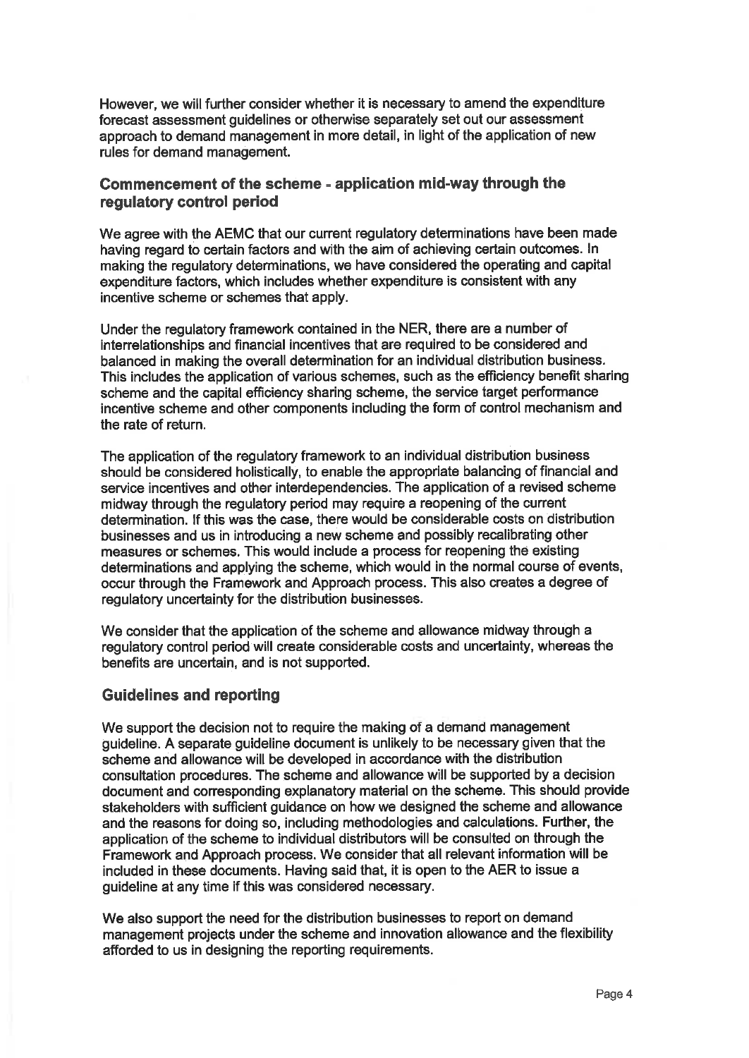However, we will further consider whether it is necessary to amend the expenditure forecast assessment guidelines or otherwise separately set out our assessment approach to demand management in more detail, in light of the application of new rules for demand management.

## Commencement of the scheme - application mid-way through the regulatory control period

We agree with the AEMC that our current regulatory determinations have been made having regard to certain factors and with the aim of achieving certain outcomes. In making the regulatory determinations, we have considered the operating and capital expenditure factors, which includes whether expenditure is consistent with any incentive scheme or schemes that apply.

Under the regulatory framework contained in the NER, there are a number of interrelationships and financial incentives that are required to be considered and balanced in making the overall determination for an individual distribution business. This includes the application of various schemes, such as the efficiency benefit sharing scheme and the capital efficiency sharing scheme, the service target performance incentive scheme and other components including the form of control mechanism and the rate of return.

The application of the regulatory framework to an individual distribution business should be considered holistically, to enable the appropriate balancing of financial and service incentives and other interdependencies. The application of a revised scheme midway through the regulatory period may require a reopening of the current determination. If this was the case, there would be considerable costs on distribution businesses and us in introducing a new scheme and possibly recalibrating other measures or schemes. This would include a process for reopening the existing determinations and applying the scheme, which would in the normal course of events, occur through the Framework and Approach process. This also creates a degree of regulatory uncertainty for the distribution businesses.

We consider that the application of the scheme and allowance midway through a regulatory control period will create considerable costs and uncertainty, whereas the benefits are uncertain, and is not supported.

## Guidelines and reporting

We support the decision not to require the making of a demand management guideline. A separate guideline document is unlikely to be necessary given that the scheme and allowance will be developed in accordance with the distribution consultation procedures. The scheme and allowance will be supported by a decision document and corresponding explanatory material on the scheme. This should provide stakeholders with sufficient guidance on how we designed the scheme and allowance and the reasons for doing so, including methodologies and calculations. Further, the application of the scheme to individual distributors will be consulted on through the Framework and Approach process. We consider that all relevant information will be included in these documents. Having said that, it is open to the AER to issue a guideline at any time if this was considered necessary.

We also support the need for the distribution businesses to report on demand management projects under the scheme and innovation allowance and the flexibility afforded to us in designing the reporting requirements.